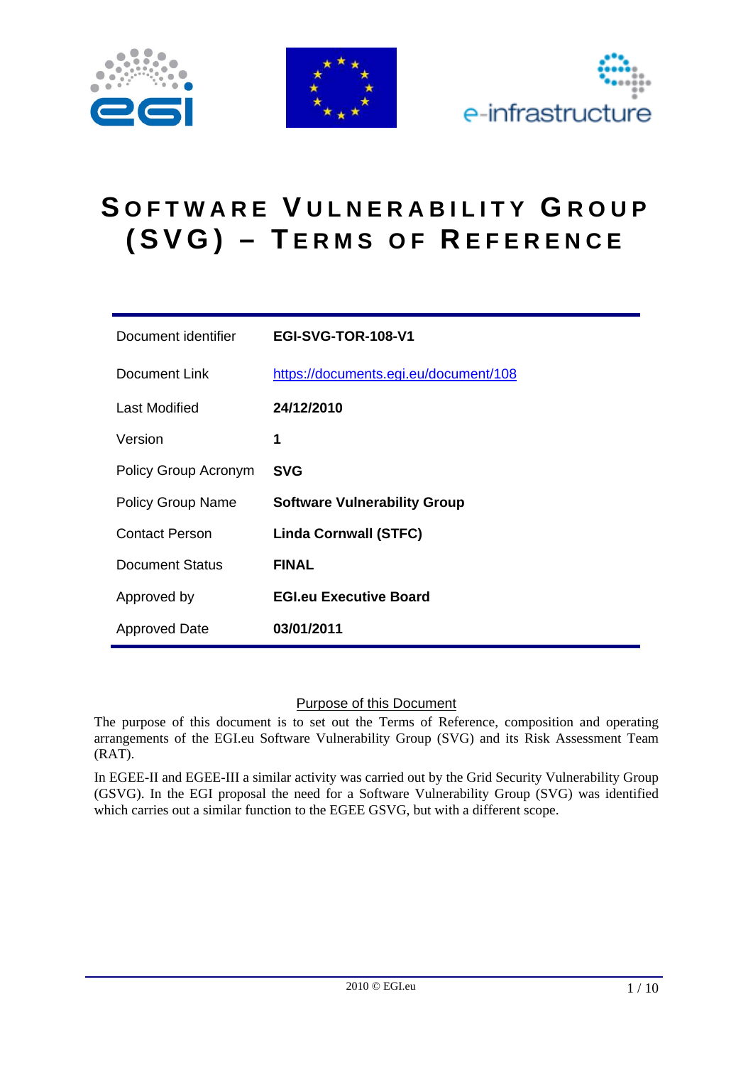# SOFTWARE VULNERABILITY GROUP (SVG) – TERMS OF REFERENCE

| | |
|---|---|
| Document identifier | **EGI-SVG-TOR-108-V1** |
| Document Link | https://documents.egi.eu/document/108 |
| Last Modified | **24/12/2010** |
| Version | **1** |
| Policy Group Acronym | **SVG** |
| Policy Group Name | **Software Vulnerability Group** |
| Contact Person | **Linda Cornwall (STFC)** |
| Document Status | **FINAL** |
| Approved by | **EGI.eu Executive Board** |
| Approved Date | **03/01/2011** |

## Purpose of this Document

The purpose of this document is to set out the Terms of Reference, composition and operating arrangements of the EGI.eu Software Vulnerability Group (SVG) and its Risk Assessment Team (RAT).

In EGEE-II and EGEE-III a similar activity was carried out by the Grid Security Vulnerability Group (GSVG). In the EGI proposal the need for a Software Vulnerability Group (SVG) was identified which carries out a similar function to the EGEE GSVG, but with a different scope.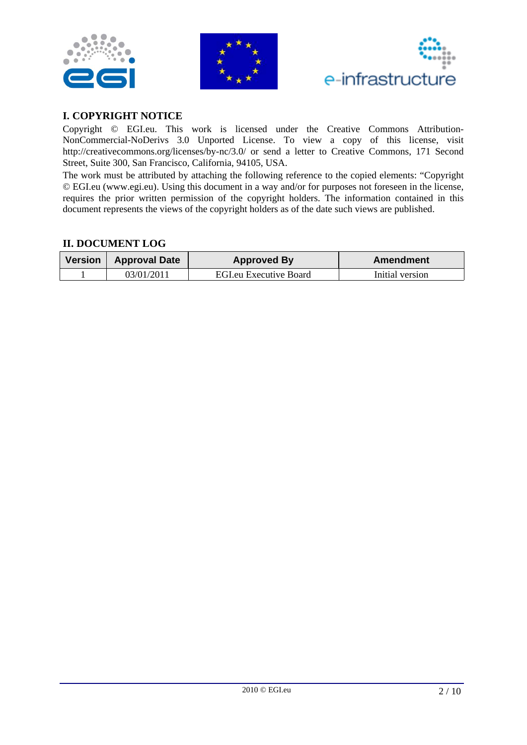## I. COPYRIGHT NOTICE

Copyright © EGI.eu. This work is licensed under the Creative Commons Attribution-NonCommercial-NoDerivs 3.0 Unported License. To view a copy of this license, visit http://creativecommons.org/licenses/by-nc/3.0/ or send a letter to Creative Commons, 171 Second Street, Suite 300, San Francisco, California, 94105, USA.

The work must be attributed by attaching the following reference to the copied elements: "Copyright © EGI.eu (www.egi.eu). Using this document in a way and/or for purposes not foreseen in the license, requires the prior written permission of the copyright holders. The information contained in this document represents the views of the copyright holders as of the date such views are published.

## II. DOCUMENT LOG

| Version | Approval Date | Approved By | Amendment |
|---|---|---|---|
| 1 | 03/01/2011 | EGI.eu Executive Board | Initial version |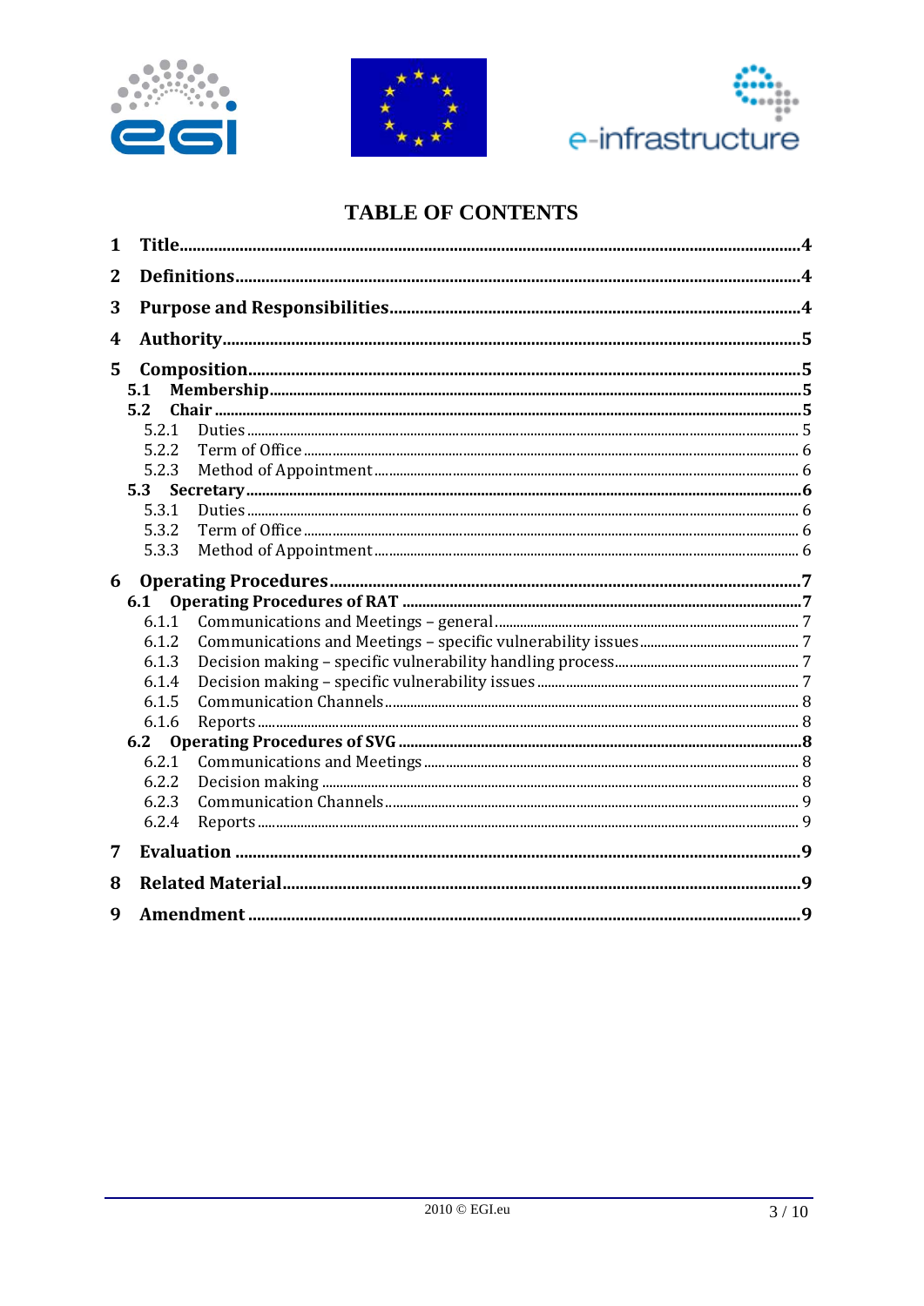# TABLE OF CONTENTS

**1 Title** ... **4**

**2 Definitions** ... **4**

**3 Purpose and Responsibilities** ... **4**

**4 Authority** ... **5**

**5 Composition** ... **5**

- **5.1 Membership** ... **5**
- **5.2 Chair** ... **5**
  - 5.2.1 Duties ... 5
  - 5.2.2 Term of Office ... 6
  - 5.2.3 Method of Appointment ... 6
- **5.3 Secretary** ... **6**
  - 5.3.1 Duties ... 6
  - 5.3.2 Term of Office ... 6
  - 5.3.3 Method of Appointment ... 6

**6 Operating Procedures** ... **7**

- **6.1 Operating Procedures of RAT** ... **7**
  - 6.1.1 Communications and Meetings – general ... 7
  - 6.1.2 Communications and Meetings – specific vulnerability issues ... 7
  - 6.1.3 Decision making – specific vulnerability handling process ... 7
  - 6.1.4 Decision making – specific vulnerability issues ... 7
  - 6.1.5 Communication Channels ... 8
  - 6.1.6 Reports ... 8
- **6.2 Operating Procedures of SVG** ... **8**
  - 6.2.1 Communications and Meetings ... 8
  - 6.2.2 Decision making ... 8
  - 6.2.3 Communication Channels ... 9
  - 6.2.4 Reports ... 9

**7 Evaluation** ... **9**

**8 Related Material** ... **9**

**9 Amendment** ... **9**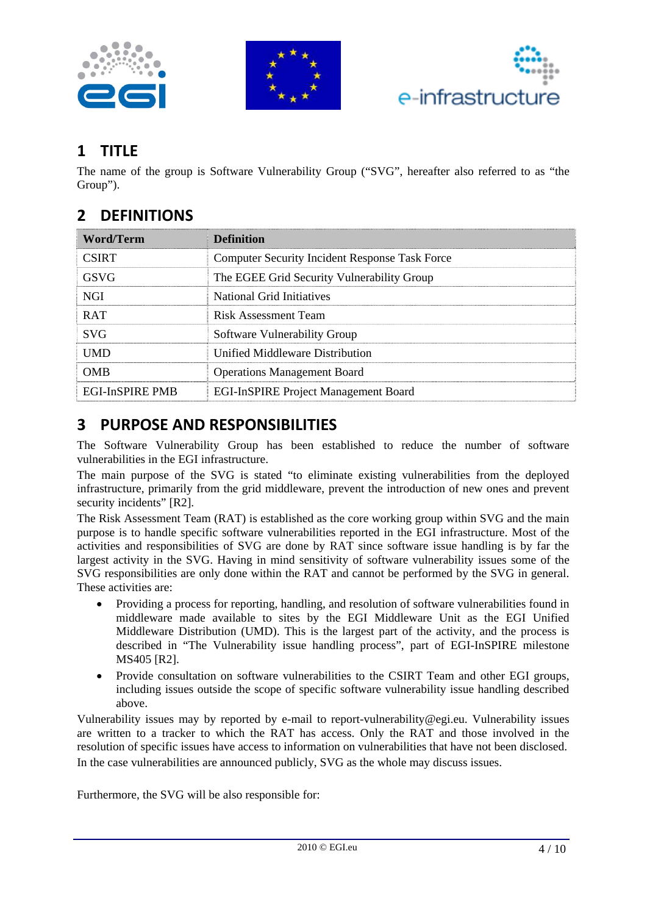# 1 TITLE

The name of the group is Software Vulnerability Group ("SVG", hereafter also referred to as "the Group").

# 2 DEFINITIONS

| Word/Term | Definition |
|---|---|
| CSIRT | Computer Security Incident Response Task Force |
| GSVG | The EGEE Grid Security Vulnerability Group |
| NGI | National Grid Initiatives |
| RAT | Risk Assessment Team |
| SVG | Software Vulnerability Group |
| UMD | Unified Middleware Distribution |
| OMB | Operations Management Board |
| EGI-InSPIRE PMB | EGI-InSPIRE Project Management Board |

# 3 PURPOSE AND RESPONSIBILITIES

The Software Vulnerability Group has been established to reduce the number of software vulnerabilities in the EGI infrastructure.

The main purpose of the SVG is stated "to eliminate existing vulnerabilities from the deployed infrastructure, primarily from the grid middleware, prevent the introduction of new ones and prevent security incidents" [R2].

The Risk Assessment Team (RAT) is established as the core working group within SVG and the main purpose is to handle specific software vulnerabilities reported in the EGI infrastructure. Most of the activities and responsibilities of SVG are done by RAT since software issue handling is by far the largest activity in the SVG. Having in mind sensitivity of software vulnerability issues some of the SVG responsibilities are only done within the RAT and cannot be performed by the SVG in general. These activities are:

- Providing a process for reporting, handling, and resolution of software vulnerabilities found in middleware made available to sites by the EGI Middleware Unit as the EGI Unified Middleware Distribution (UMD). This is the largest part of the activity, and the process is described in "The Vulnerability issue handling process", part of EGI-InSPIRE milestone MS405 [R2].
- Provide consultation on software vulnerabilities to the CSIRT Team and other EGI groups, including issues outside the scope of specific software vulnerability issue handling described above.

Vulnerability issues may by reported by e-mail to report-vulnerability@egi.eu. Vulnerability issues are written to a tracker to which the RAT has access. Only the RAT and those involved in the resolution of specific issues have access to information on vulnerabilities that have not been disclosed.

In the case vulnerabilities are announced publicly, SVG as the whole may discuss issues.

Furthermore, the SVG will be also responsible for: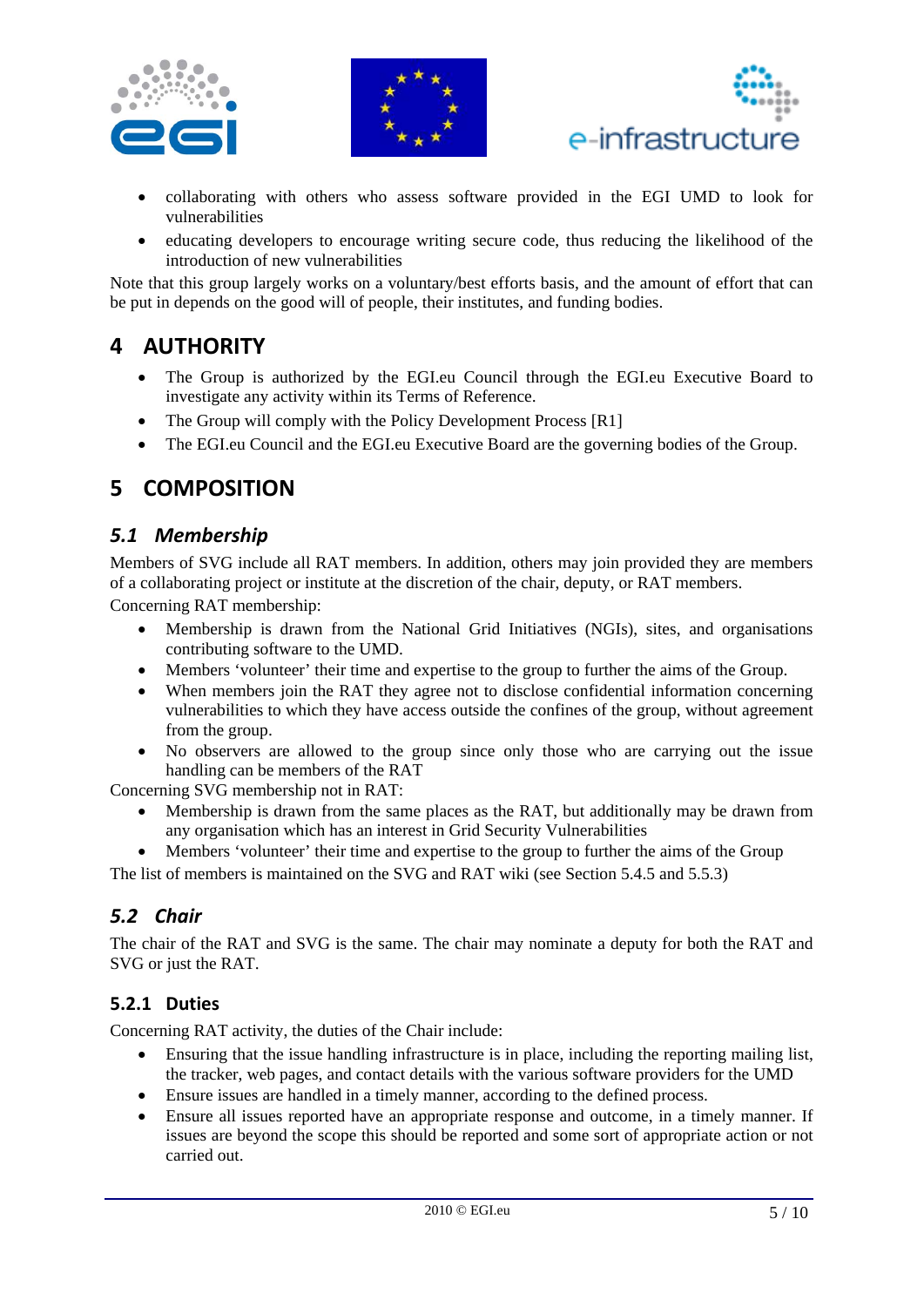- collaborating with others who assess software provided in the EGI UMD to look for vulnerabilities
- educating developers to encourage writing secure code, thus reducing the likelihood of the introduction of new vulnerabilities

Note that this group largely works on a voluntary/best efforts basis, and the amount of effort that can be put in depends on the good will of people, their institutes, and funding bodies.

# 4 AUTHORITY

- The Group is authorized by the EGI.eu Council through the EGI.eu Executive Board to investigate any activity within its Terms of Reference.
- The Group will comply with the Policy Development Process [R1]
- The EGI.eu Council and the EGI.eu Executive Board are the governing bodies of the Group.

# 5 COMPOSITION

## *5.1 Membership*

Members of SVG include all RAT members. In addition, others may join provided they are members of a collaborating project or institute at the discretion of the chair, deputy, or RAT members.

Concerning RAT membership:

- Membership is drawn from the National Grid Initiatives (NGIs), sites, and organisations contributing software to the UMD.
- Members 'volunteer' their time and expertise to the group to further the aims of the Group.
- When members join the RAT they agree not to disclose confidential information concerning vulnerabilities to which they have access outside the confines of the group, without agreement from the group.
- No observers are allowed to the group since only those who are carrying out the issue handling can be members of the RAT

Concerning SVG membership not in RAT:

- Membership is drawn from the same places as the RAT, but additionally may be drawn from any organisation which has an interest in Grid Security Vulnerabilities
- Members 'volunteer' their time and expertise to the group to further the aims of the Group

The list of members is maintained on the SVG and RAT wiki (see Section 5.4.5 and 5.5.3)

## *5.2 Chair*

The chair of the RAT and SVG is the same. The chair may nominate a deputy for both the RAT and SVG or just the RAT.

### 5.2.1 Duties

Concerning RAT activity, the duties of the Chair include:

- Ensuring that the issue handling infrastructure is in place, including the reporting mailing list, the tracker, web pages, and contact details with the various software providers for the UMD
- Ensure issues are handled in a timely manner, according to the defined process.
- Ensure all issues reported have an appropriate response and outcome, in a timely manner. If issues are beyond the scope this should be reported and some sort of appropriate action or not carried out.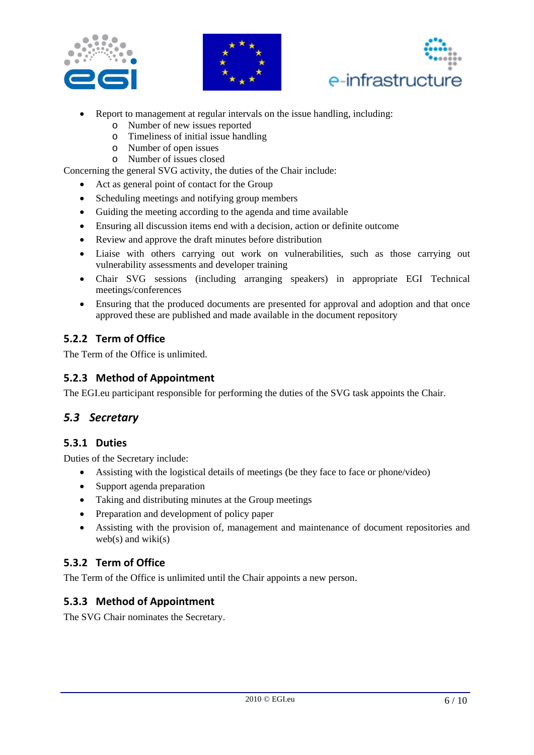- Report to management at regular intervals on the issue handling, including:
    - Number of new issues reported
    - Timeliness of initial issue handling
    - Number of open issues
    - Number of issues closed

Concerning the general SVG activity, the duties of the Chair include:

- Act as general point of contact for the Group
- Scheduling meetings and notifying group members
- Guiding the meeting according to the agenda and time available
- Ensuring all discussion items end with a decision, action or definite outcome
- Review and approve the draft minutes before distribution
- Liaise with others carrying out work on vulnerabilities, such as those carrying out vulnerability assessments and developer training
- Chair SVG sessions (including arranging speakers) in appropriate EGI Technical meetings/conferences
- Ensuring that the produced documents are presented for approval and adoption and that once approved these are published and made available in the document repository

### 5.2.2 Term of Office

The Term of the Office is unlimited.

### 5.2.3 Method of Appointment

The EGI.eu participant responsible for performing the duties of the SVG task appoints the Chair.

## *5.3 Secretary*

### 5.3.1 Duties

Duties of the Secretary include:

- Assisting with the logistical details of meetings (be they face to face or phone/video)
- Support agenda preparation
- Taking and distributing minutes at the Group meetings
- Preparation and development of policy paper
- Assisting with the provision of, management and maintenance of document repositories and web(s) and wiki(s)

### 5.3.2 Term of Office

The Term of the Office is unlimited until the Chair appoints a new person.

### 5.3.3 Method of Appointment

The SVG Chair nominates the Secretary.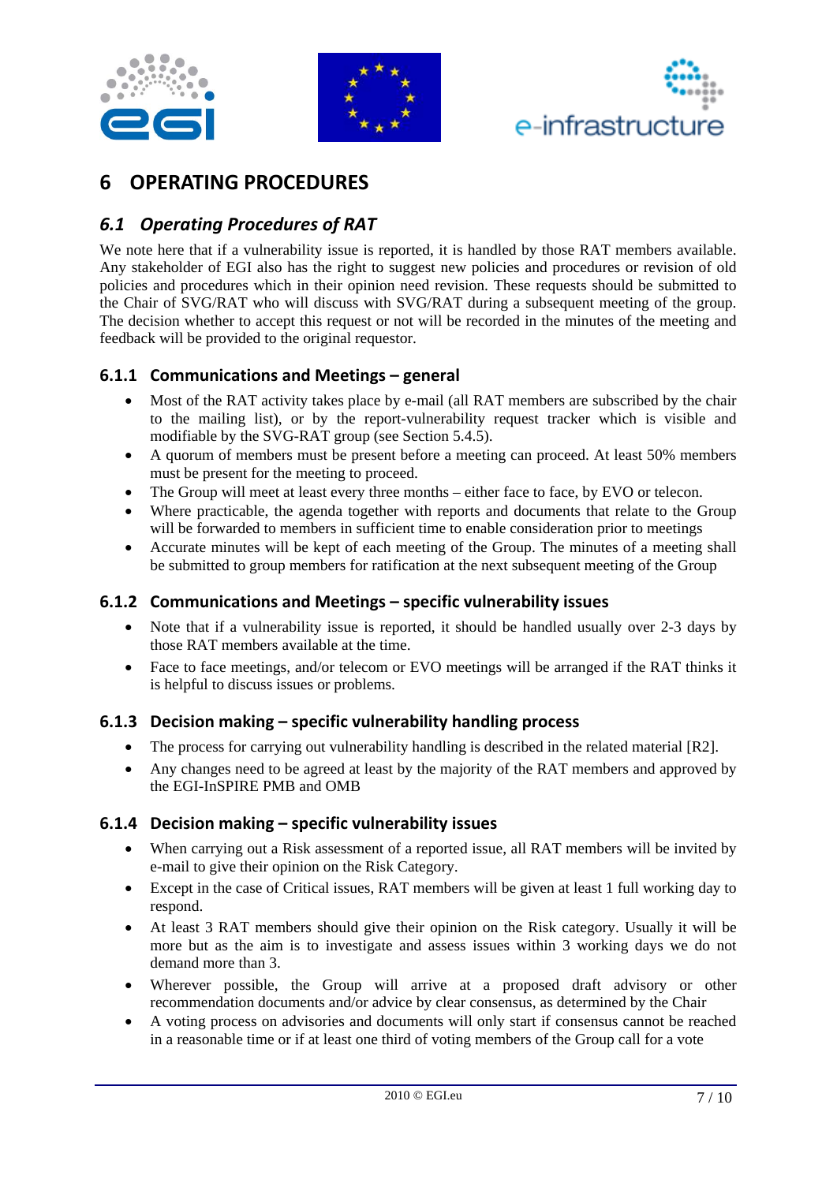# 6 OPERATING PROCEDURES

## *6.1 Operating Procedures of RAT*

We note here that if a vulnerability issue is reported, it is handled by those RAT members available. Any stakeholder of EGI also has the right to suggest new policies and procedures or revision of old policies and procedures which in their opinion need revision. These requests should be submitted to the Chair of SVG/RAT who will discuss with SVG/RAT during a subsequent meeting of the group. The decision whether to accept this request or not will be recorded in the minutes of the meeting and feedback will be provided to the original requestor.

### 6.1.1 Communications and Meetings – general

- Most of the RAT activity takes place by e-mail (all RAT members are subscribed by the chair to the mailing list), or by the report-vulnerability request tracker which is visible and modifiable by the SVG-RAT group (see Section 5.4.5).
- A quorum of members must be present before a meeting can proceed. At least 50% members must be present for the meeting to proceed.
- The Group will meet at least every three months – either face to face, by EVO or telecon.
- Where practicable, the agenda together with reports and documents that relate to the Group will be forwarded to members in sufficient time to enable consideration prior to meetings
- Accurate minutes will be kept of each meeting of the Group. The minutes of a meeting shall be submitted to group members for ratification at the next subsequent meeting of the Group

### 6.1.2 Communications and Meetings – specific vulnerability issues

- Note that if a vulnerability issue is reported, it should be handled usually over 2-3 days by those RAT members available at the time.
- Face to face meetings, and/or telecom or EVO meetings will be arranged if the RAT thinks it is helpful to discuss issues or problems.

### 6.1.3 Decision making – specific vulnerability handling process

- The process for carrying out vulnerability handling is described in the related material [R2].
- Any changes need to be agreed at least by the majority of the RAT members and approved by the EGI-InSPIRE PMB and OMB

### 6.1.4 Decision making – specific vulnerability issues

- When carrying out a Risk assessment of a reported issue, all RAT members will be invited by e-mail to give their opinion on the Risk Category.
- Except in the case of Critical issues, RAT members will be given at least 1 full working day to respond.
- At least 3 RAT members should give their opinion on the Risk category. Usually it will be more but as the aim is to investigate and assess issues within 3 working days we do not demand more than 3.
- Wherever possible, the Group will arrive at a proposed draft advisory or other recommendation documents and/or advice by clear consensus, as determined by the Chair
- A voting process on advisories and documents will only start if consensus cannot be reached in a reasonable time or if at least one third of voting members of the Group call for a vote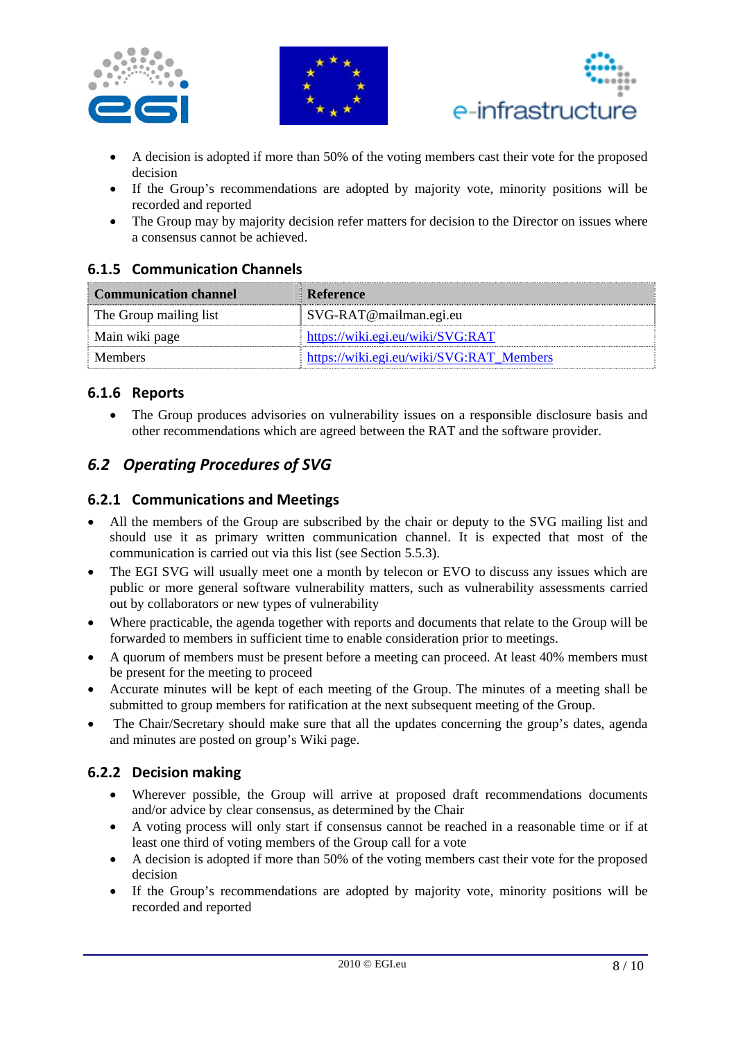- A decision is adopted if more than 50% of the voting members cast their vote for the proposed decision
- If the Group's recommendations are adopted by majority vote, minority positions will be recorded and reported
- The Group may by majority decision refer matters for decision to the Director on issues where a consensus cannot be achieved.

### 6.1.5 Communication Channels

| Communication channel | Reference |
|---|---|
| The Group mailing list | SVG-RAT@mailman.egi.eu |
| Main wiki page | https://wiki.egi.eu/wiki/SVG:RAT |
| Members | https://wiki.egi.eu/wiki/SVG:RAT_Members |

### 6.1.6 Reports

- The Group produces advisories on vulnerability issues on a responsible disclosure basis and other recommendations which are agreed between the RAT and the software provider.

## *6.2 Operating Procedures of SVG*

### 6.2.1 Communications and Meetings

- All the members of the Group are subscribed by the chair or deputy to the SVG mailing list and should use it as primary written communication channel. It is expected that most of the communication is carried out via this list (see Section 5.5.3).
- The EGI SVG will usually meet one a month by telecon or EVO to discuss any issues which are public or more general software vulnerability matters, such as vulnerability assessments carried out by collaborators or new types of vulnerability
- Where practicable, the agenda together with reports and documents that relate to the Group will be forwarded to members in sufficient time to enable consideration prior to meetings.
- A quorum of members must be present before a meeting can proceed. At least 40% members must be present for the meeting to proceed
- Accurate minutes will be kept of each meeting of the Group. The minutes of a meeting shall be submitted to group members for ratification at the next subsequent meeting of the Group.
- The Chair/Secretary should make sure that all the updates concerning the group's dates, agenda and minutes are posted on group's Wiki page.

### 6.2.2 Decision making

- Wherever possible, the Group will arrive at proposed draft recommendations documents and/or advice by clear consensus, as determined by the Chair
- A voting process will only start if consensus cannot be reached in a reasonable time or if at least one third of voting members of the Group call for a vote
- A decision is adopted if more than 50% of the voting members cast their vote for the proposed decision
- If the Group's recommendations are adopted by majority vote, minority positions will be recorded and reported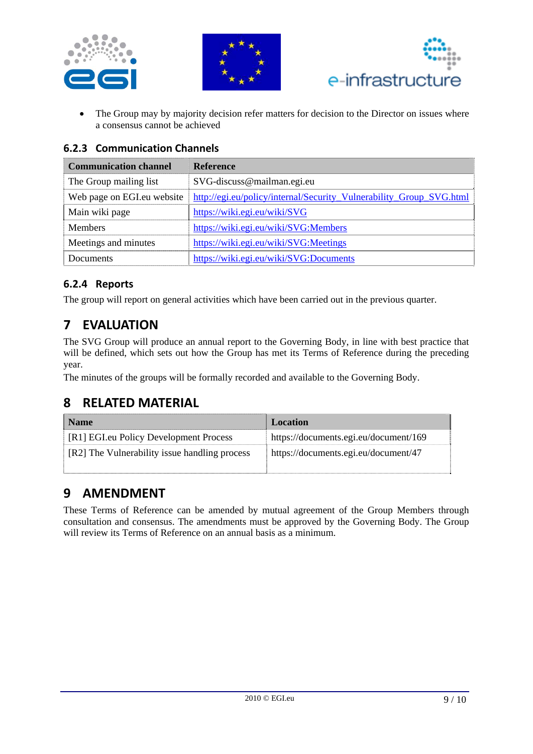- The Group may by majority decision refer matters for decision to the Director on issues where a consensus cannot be achieved

### 6.2.3 Communication Channels

| Communication channel | Reference |
|---|---|
| The Group mailing list | SVG-discuss@mailman.egi.eu |
| Web page on EGI.eu website | http://egi.eu/policy/internal/Security_Vulnerability_Group_SVG.html |
| Main wiki page | https://wiki.egi.eu/wiki/SVG |
| Members | https://wiki.egi.eu/wiki/SVG:Members |
| Meetings and minutes | https://wiki.egi.eu/wiki/SVG:Meetings |
| Documents | https://wiki.egi.eu/wiki/SVG:Documents |

### 6.2.4 Reports

The group will report on general activities which have been carried out in the previous quarter.

# 7 EVALUATION

The SVG Group will produce an annual report to the Governing Body, in line with best practice that will be defined, which sets out how the Group has met its Terms of Reference during the preceding year.

The minutes of the groups will be formally recorded and available to the Governing Body.

# 8 RELATED MATERIAL

| Name | Location |
|---|---|
| [R1] EGI.eu Policy Development Process | https://documents.egi.eu/document/169 |
| [R2] The Vulnerability issue handling process | https://documents.egi.eu/document/47 |

# 9 AMENDMENT

These Terms of Reference can be amended by mutual agreement of the Group Members through consultation and consensus. The amendments must be approved by the Governing Body. The Group will review its Terms of Reference on an annual basis as a minimum.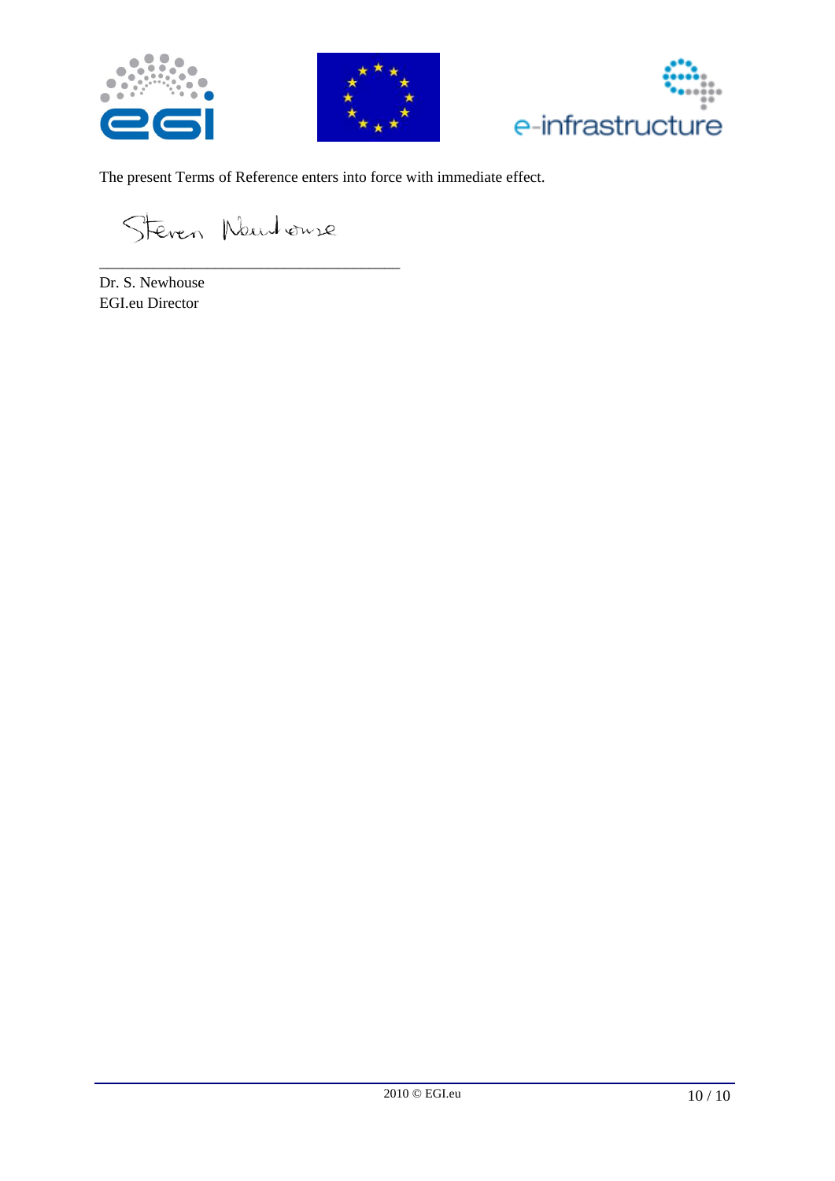The present Terms of Reference enters into force with immediate effect.

\_\_\_\_\_\_\_\_\_\_\_\_\_\_\_\_\_\_\_\_\_\_\_\_\_\_\_\_\_\_\_\_\_\_\_\_\_\_\_\_

Dr. S. Newhouse
EGI.eu Director